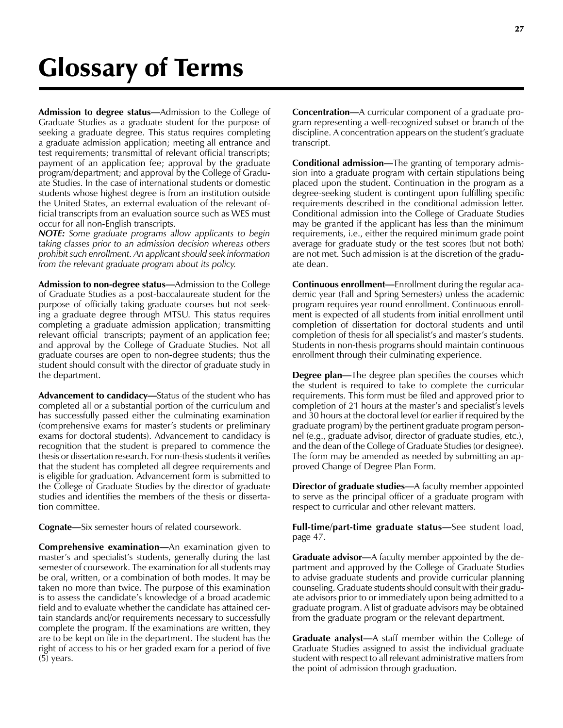# Glossary of Terms

**Admission to degree status—**Admission to the College of Graduate Studies as a graduate student for the purpose of seeking a graduate degree. This status requires completing a graduate admission application; meeting all entrance and test requirements; transmittal of relevant official transcripts; payment of an application fee; approval by the graduate program/department; and approval by the College of Graduate Studies. In the case of international students or domestic students whose highest degree is from an institution outside the United States, an external evaluation of the relevant official transcripts from an evaluation source such as WES must occur for all non-English transcripts.
***NOTE:*** *Some graduate programs allow applicants to begin taking classes prior to an admission decision whereas others prohibit such enrollment. An applicant should seek information from the relevant graduate program about its policy.*

**Admission to non-degree status—**Admission to the College of Graduate Studies as a post-baccalaureate student for the purpose of officially taking graduate courses but not seeking a graduate degree through MTSU. This status requires completing a graduate admission application; transmitting relevant official transcripts; payment of an application fee; and approval by the College of Graduate Studies. Not all graduate courses are open to non-degree students; thus the student should consult with the director of graduate study in the department.

**Advancement to candidacy—**Status of the student who has completed all or a substantial portion of the curriculum and has successfully passed either the culminating examination (comprehensive exams for master's students or preliminary exams for doctoral students). Advancement to candidacy is recognition that the student is prepared to commence the thesis or dissertation research. For non-thesis students it verifies that the student has completed all degree requirements and is eligible for graduation. Advancement form is submitted to the College of Graduate Studies by the director of graduate studies and identifies the members of the thesis or dissertation committee.

**Cognate—**Six semester hours of related coursework.

**Comprehensive examination—**An examination given to master's and specialist's students, generally during the last semester of coursework. The examination for all students may be oral, written, or a combination of both modes. It may be taken no more than twice. The purpose of this examination is to assess the candidate's knowledge of a broad academic field and to evaluate whether the candidate has attained certain standards and/or requirements necessary to successfully complete the program. If the examinations are written, they are to be kept on file in the department. The student has the right of access to his or her graded exam for a period of five (5) years.

**Concentration—**A curricular component of a graduate program representing a well-recognized subset or branch of the discipline. A concentration appears on the student's graduate transcript.

**Conditional admission—**The granting of temporary admission into a graduate program with certain stipulations being placed upon the student. Continuation in the program as a degree-seeking student is contingent upon fulfilling specific requirements described in the conditional admission letter. Conditional admission into the College of Graduate Studies may be granted if the applicant has less than the minimum requirements, i.e., either the required minimum grade point average for graduate study or the test scores (but not both) are not met. Such admission is at the discretion of the graduate dean.

**Continuous enrollment—**Enrollment during the regular academic year (Fall and Spring Semesters) unless the academic program requires year round enrollment. Continuous enrollment is expected of all students from initial enrollment until completion of dissertation for doctoral students and until completion of thesis for all specialist's and master's students. Students in non-thesis programs should maintain continuous enrollment through their culminating experience.

**Degree plan—**The degree plan specifies the courses which the student is required to take to complete the curricular requirements. This form must be filed and approved prior to completion of 21 hours at the master's and specialist's levels and 30 hours at the doctoral level (or earlier if required by the graduate program) by the pertinent graduate program personnel (e.g., graduate advisor, director of graduate studies, etc.), and the dean of the College of Graduate Studies (or designee). The form may be amended as needed by submitting an approved Change of Degree Plan Form.

**Director of graduate studies—**A faculty member appointed to serve as the principal officer of a graduate program with respect to curricular and other relevant matters.

**Full-time/part-time graduate status—**See student load, page 47.

**Graduate advisor—**A faculty member appointed by the department and approved by the College of Graduate Studies to advise graduate students and provide curricular planning counseling. Graduate students should consult with their graduate advisors prior to or immediately upon being admitted to a graduate program. A list of graduate advisors may be obtained from the graduate program or the relevant department.

**Graduate analyst—**A staff member within the College of Graduate Studies assigned to assist the individual graduate student with respect to all relevant administrative matters from the point of admission through graduation.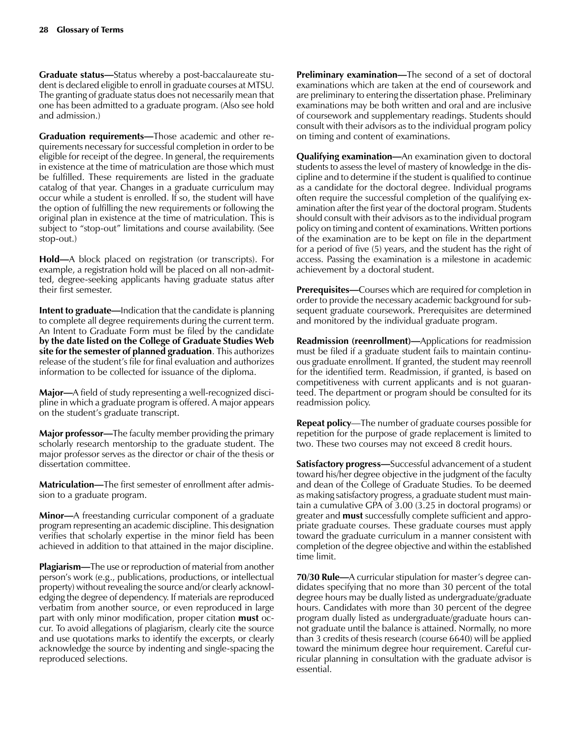**Graduate status—**Status whereby a post-baccalaureate student is declared eligible to enroll in graduate courses at MTSU. The granting of graduate status does not necessarily mean that one has been admitted to a graduate program. (Also see hold and admission.)

**Graduation requirements—**Those academic and other requirements necessary for successful completion in order to be eligible for receipt of the degree. In general, the requirements in existence at the time of matriculation are those which must be fulfilled. These requirements are listed in the graduate catalog of that year. Changes in a graduate curriculum may occur while a student is enrolled. If so, the student will have the option of fulfilling the new requirements or following the original plan in existence at the time of matriculation. This is subject to "stop-out" limitations and course availability. (See stop-out.)

**Hold—**A block placed on registration (or transcripts). For example, a registration hold will be placed on all non-admitted, degree-seeking applicants having graduate status after their first semester.

**Intent to graduate—**Indication that the candidate is planning to complete all degree requirements during the current term. An Intent to Graduate Form must be filed by the candidate **by the date listed on the College of Graduate Studies Web site for the semester of planned graduation**. This authorizes release of the student's file for final evaluation and authorizes information to be collected for issuance of the diploma.

**Major—**A field of study representing a well-recognized discipline in which a graduate program is offered. A major appears on the student's graduate transcript.

**Major professor—**The faculty member providing the primary scholarly research mentorship to the graduate student. The major professor serves as the director or chair of the thesis or dissertation committee.

**Matriculation—**The first semester of enrollment after admission to a graduate program.

**Minor—**A freestanding curricular component of a graduate program representing an academic discipline. This designation verifies that scholarly expertise in the minor field has been achieved in addition to that attained in the major discipline.

**Plagiarism—**The use or reproduction of material from another person's work (e.g., publications, productions, or intellectual property) without revealing the source and/or clearly acknowledging the degree of dependency. If materials are reproduced verbatim from another source, or even reproduced in large part with only minor modification, proper citation **must** occur. To avoid allegations of plagiarism, clearly cite the source and use quotations marks to identify the excerpts, or clearly acknowledge the source by indenting and single-spacing the reproduced selections.

**Preliminary examination—**The second of a set of doctoral examinations which are taken at the end of coursework and are preliminary to entering the dissertation phase. Preliminary examinations may be both written and oral and are inclusive of coursework and supplementary readings. Students should consult with their advisors as to the individual program policy on timing and content of examinations.

**Qualifying examination—**An examination given to doctoral students to assess the level of mastery of knowledge in the discipline and to determine if the student is qualified to continue as a candidate for the doctoral degree. Individual programs often require the successful completion of the qualifying examination after the first year of the doctoral program. Students should consult with their advisors as to the individual program policy on timing and content of examinations. Written portions of the examination are to be kept on file in the department for a period of five (5) years, and the student has the right of access. Passing the examination is a milestone in academic achievement by a doctoral student.

**Prerequisites—**Courses which are required for completion in order to provide the necessary academic background for subsequent graduate coursework. Prerequisites are determined and monitored by the individual graduate program.

**Readmission (reenrollment)—**Applications for readmission must be filed if a graduate student fails to maintain continuous graduate enrollment. If granted, the student may reenroll for the identified term. Readmission, if granted, is based on competitiveness with current applicants and is not guaranteed. The department or program should be consulted for its readmission policy.

**Repeat policy**—The number of graduate courses possible for repetition for the purpose of grade replacement is limited to two. These two courses may not exceed 8 credit hours.

**Satisfactory progress—**Successful advancement of a student toward his/her degree objective in the judgment of the faculty and dean of the College of Graduate Studies. To be deemed as making satisfactory progress, a graduate student must maintain a cumulative GPA of 3.00 (3.25 in doctoral programs) or greater and **must** successfully complete sufficient and appropriate graduate courses. These graduate courses must apply toward the graduate curriculum in a manner consistent with completion of the degree objective and within the established time limit.

**70/30 Rule—**A curricular stipulation for master's degree candidates specifying that no more than 30 percent of the total degree hours may be dually listed as undergraduate/graduate hours. Candidates with more than 30 percent of the degree program dually listed as undergraduate/graduate hours cannot graduate until the balance is attained. Normally, no more than 3 credits of thesis research (course 6640) will be applied toward the minimum degree hour requirement. Careful curricular planning in consultation with the graduate advisor is essential.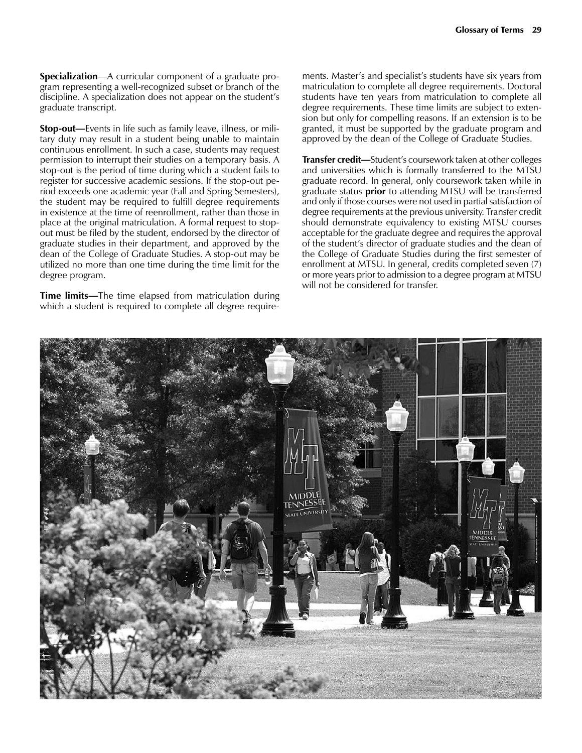**Specialization**—A curricular component of a graduate program representing a well-recognized subset or branch of the discipline. A specialization does not appear on the student's graduate transcript.

**Stop-out—**Events in life such as family leave, illness, or military duty may result in a student being unable to maintain continuous enrollment. In such a case, students may request permission to interrupt their studies on a temporary basis. A stop-out is the period of time during which a student fails to register for successive academic sessions. If the stop-out period exceeds one academic year (Fall and Spring Semesters), the student may be required to fulfill degree requirements in existence at the time of reenrollment, rather than those in place at the original matriculation. A formal request to stop-out must be filed by the student, endorsed by the director of graduate studies in their department, and approved by the dean of the College of Graduate Studies. A stop-out may be utilized no more than one time during the time limit for the degree program.

**Time limits—**The time elapsed from matriculation during which a student is required to complete all degree requirements. Master's and specialist's students have six years from matriculation to complete all degree requirements. Doctoral students have ten years from matriculation to complete all degree requirements. These time limits are subject to extension but only for compelling reasons. If an extension is to be granted, it must be supported by the graduate program and approved by the dean of the College of Graduate Studies.

**Transfer credit—**Student's coursework taken at other colleges and universities which is formally transferred to the MTSU graduate record. In general, only coursework taken while in graduate status **prior** to attending MTSU will be transferred and only if those courses were not used in partial satisfaction of degree requirements at the previous university. Transfer credit should demonstrate equivalency to existing MTSU courses acceptable for the graduate degree and requires the approval of the student's director of graduate studies and the dean of the College of Graduate Studies during the first semester of enrollment at MTSU. In general, credits completed seven (7) or more years prior to admission to a degree program at MTSU will not be considered for transfer.